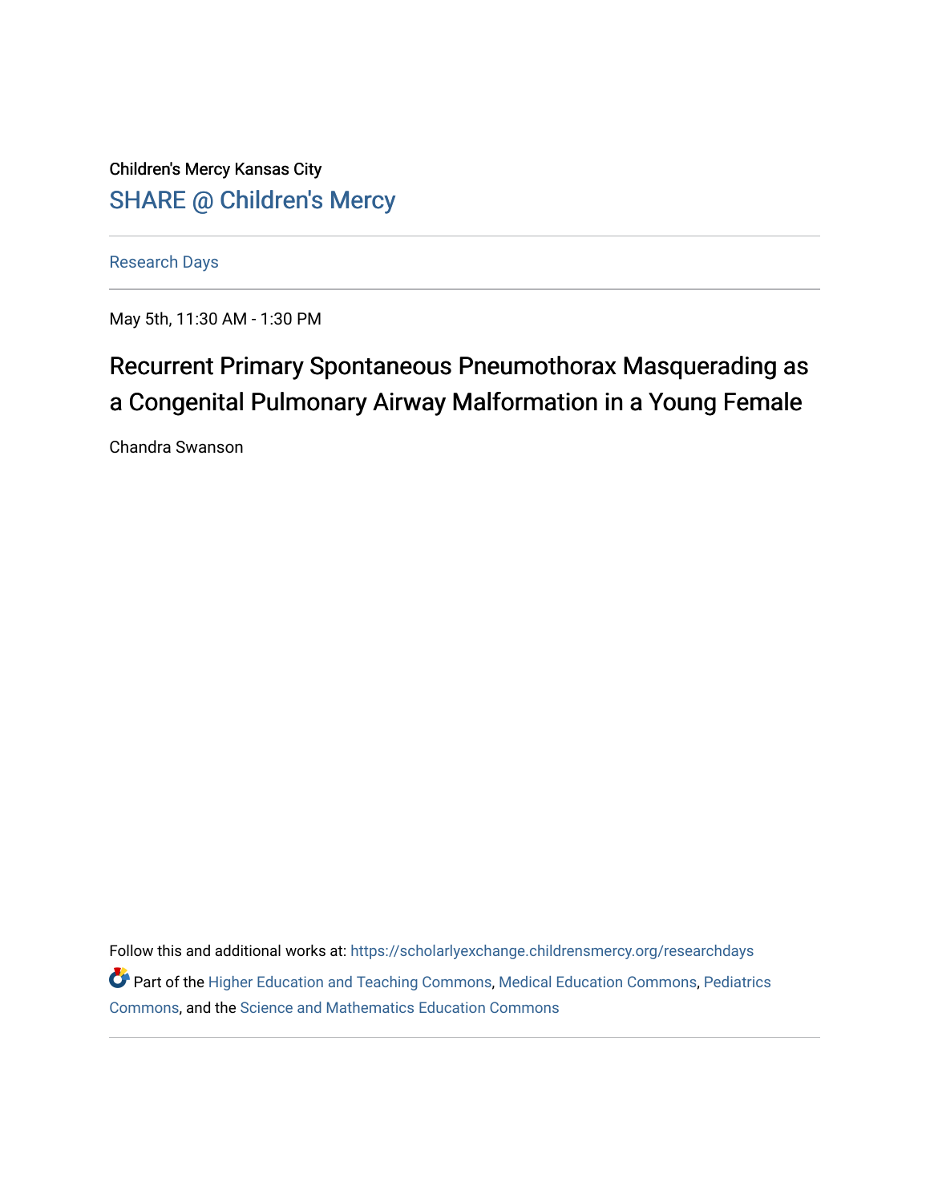Children's Mercy Kansas City

SHARE @ Children's Mercy

Research Days

May 5th, 11:30 AM - 1:30 PM

# Recurrent Primary Spontaneous Pneumothorax Masquerading as a Congenital Pulmonary Airway Malformation in a Young Female

Chandra Swanson

Follow this and additional works at: https://scholarlyexchange.childrensmercy.org/researchdays

Part of the Higher Education and Teaching Commons, Medical Education Commons, Pediatrics Commons, and the Science and Mathematics Education Commons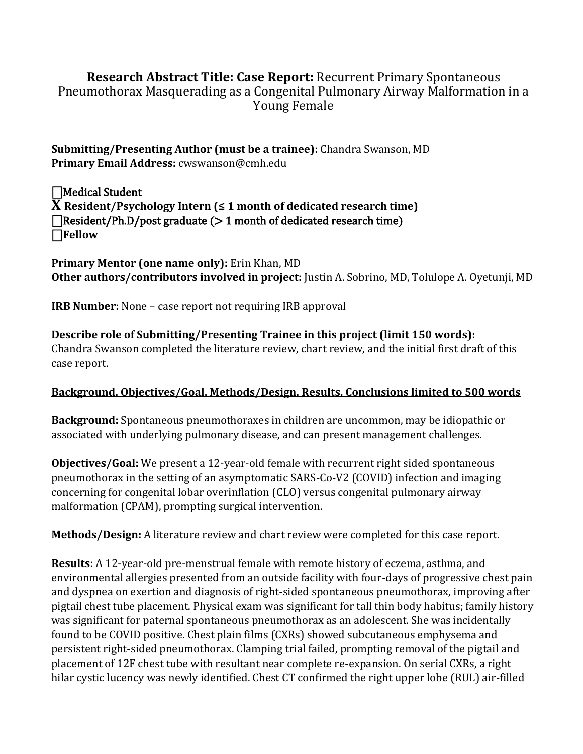# Research Abstract Title: Case Report: Recurrent Primary Spontaneous Pneumothorax Masquerading as a Congenital Pulmonary Airway Malformation in a Young Female

**Submitting/Presenting Author (must be a trainee):** Chandra Swanson, MD
**Primary Email Address:** cwswanson@cmh.edu

☐Medical Student
**X Resident/Psychology Intern (≤ 1 month of dedicated research time)**
☐Resident/Ph.D/post graduate (> 1 month of dedicated research time)
☐**Fellow**

**Primary Mentor (one name only):** Erin Khan, MD
**Other authors/contributors involved in project:** Justin A. Sobrino, MD, Tolulope A. Oyetunji, MD

**IRB Number:** None – case report not requiring IRB approval

**Describe role of Submitting/Presenting Trainee in this project (limit 150 words):**
Chandra Swanson completed the literature review, chart review, and the initial first draft of this case report.

**Background, Objectives/Goal, Methods/Design, Results, Conclusions limited to 500 words**

**Background:** Spontaneous pneumothoraxes in children are uncommon, may be idiopathic or associated with underlying pulmonary disease, and can present management challenges.

**Objectives/Goal:** We present a 12-year-old female with recurrent right sided spontaneous pneumothorax in the setting of an asymptomatic SARS-Co-V2 (COVID) infection and imaging concerning for congenital lobar overinflation (CLO) versus congenital pulmonary airway malformation (CPAM), prompting surgical intervention.

**Methods/Design:** A literature review and chart review were completed for this case report.

**Results:** A 12-year-old pre-menstrual female with remote history of eczema, asthma, and environmental allergies presented from an outside facility with four-days of progressive chest pain and dyspnea on exertion and diagnosis of right-sided spontaneous pneumothorax, improving after pigtail chest tube placement. Physical exam was significant for tall thin body habitus; family history was significant for paternal spontaneous pneumothorax as an adolescent. She was incidentally found to be COVID positive. Chest plain films (CXRs) showed subcutaneous emphysema and persistent right-sided pneumothorax. Clamping trial failed, prompting removal of the pigtail and placement of 12F chest tube with resultant near complete re-expansion. On serial CXRs, a right hilar cystic lucency was newly identified. Chest CT confirmed the right upper lobe (RUL) air-filled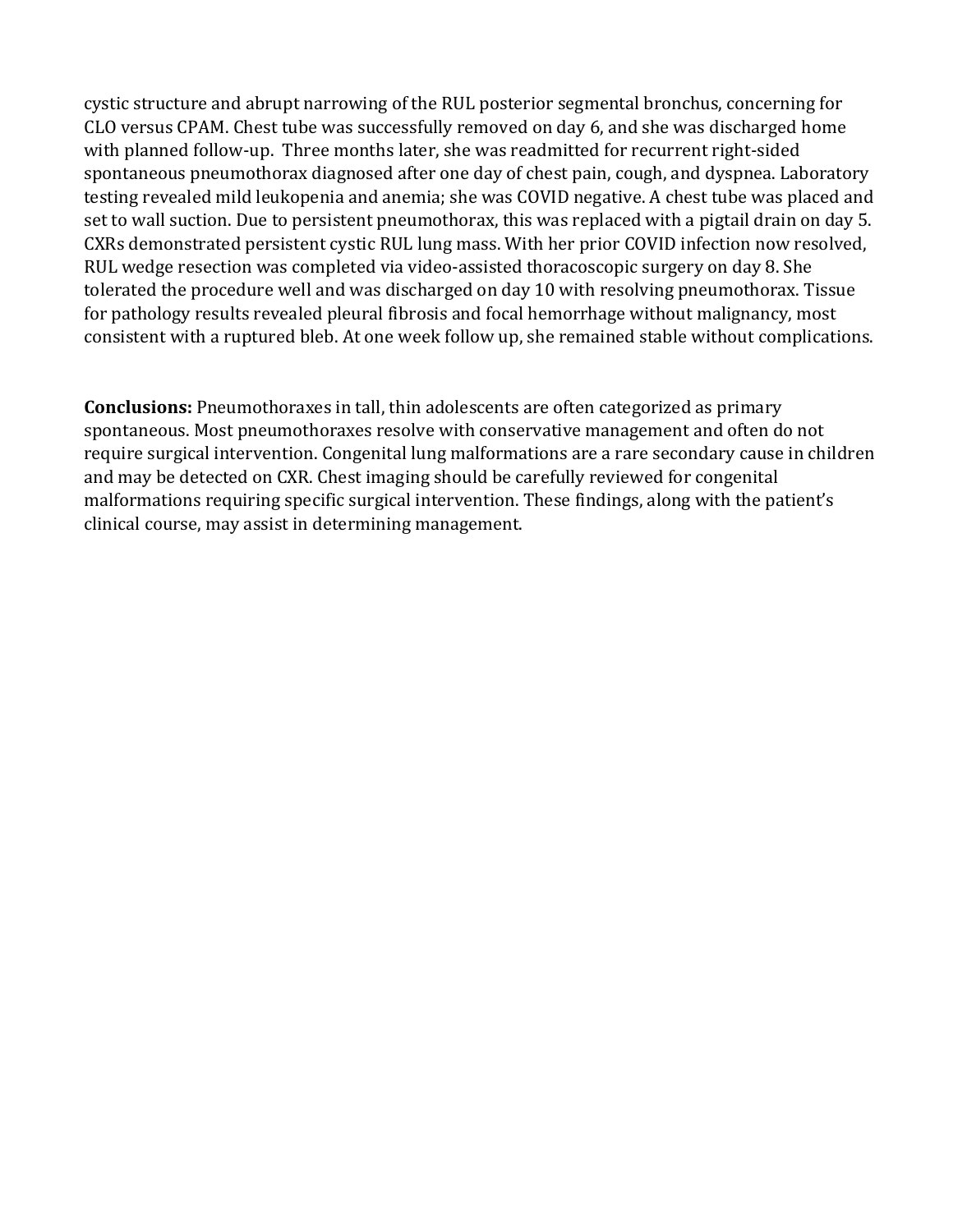cystic structure and abrupt narrowing of the RUL posterior segmental bronchus, concerning for CLO versus CPAM. Chest tube was successfully removed on day 6, and she was discharged home with planned follow-up. Three months later, she was readmitted for recurrent right-sided spontaneous pneumothorax diagnosed after one day of chest pain, cough, and dyspnea. Laboratory testing revealed mild leukopenia and anemia; she was COVID negative. A chest tube was placed and set to wall suction. Due to persistent pneumothorax, this was replaced with a pigtail drain on day 5. CXRs demonstrated persistent cystic RUL lung mass. With her prior COVID infection now resolved, RUL wedge resection was completed via video-assisted thoracoscopic surgery on day 8. She tolerated the procedure well and was discharged on day 10 with resolving pneumothorax. Tissue for pathology results revealed pleural fibrosis and focal hemorrhage without malignancy, most consistent with a ruptured bleb. At one week follow up, she remained stable without complications.

**Conclusions:** Pneumothoraxes in tall, thin adolescents are often categorized as primary spontaneous. Most pneumothoraxes resolve with conservative management and often do not require surgical intervention. Congenital lung malformations are a rare secondary cause in children and may be detected on CXR. Chest imaging should be carefully reviewed for congenital malformations requiring specific surgical intervention. These findings, along with the patient's clinical course, may assist in determining management.